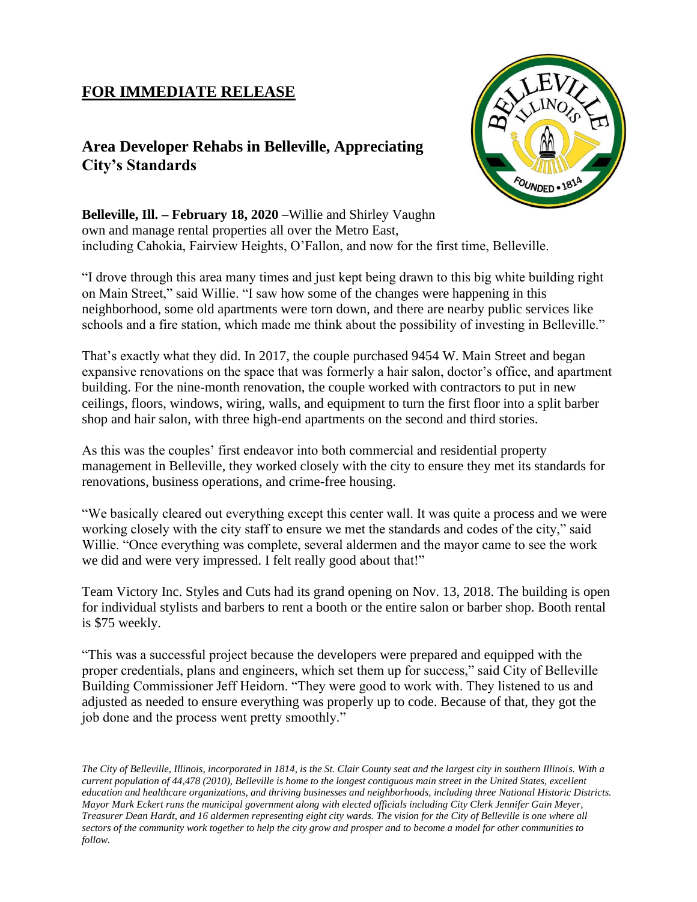**FOR IMMEDIATE RELEASE**

## Area Developer Rehabs in Belleville, Appreciating City's Standards

**Belleville, Ill. – February 18, 2020** –Willie and Shirley Vaughn own and manage rental properties all over the Metro East, including Cahokia, Fairview Heights, O'Fallon, and now for the first time, Belleville.

"I drove through this area many times and just kept being drawn to this big white building right on Main Street," said Willie. "I saw how some of the changes were happening in this neighborhood, some old apartments were torn down, and there are nearby public services like schools and a fire station, which made me think about the possibility of investing in Belleville."

That's exactly what they did. In 2017, the couple purchased 9454 W. Main Street and began expansive renovations on the space that was formerly a hair salon, doctor's office, and apartment building. For the nine-month renovation, the couple worked with contractors to put in new ceilings, floors, windows, wiring, walls, and equipment to turn the first floor into a split barber shop and hair salon, with three high-end apartments on the second and third stories.

As this was the couples' first endeavor into both commercial and residential property management in Belleville, they worked closely with the city to ensure they met its standards for renovations, business operations, and crime-free housing.

"We basically cleared out everything except this center wall. It was quite a process and we were working closely with the city staff to ensure we met the standards and codes of the city," said Willie. "Once everything was complete, several aldermen and the mayor came to see the work we did and were very impressed. I felt really good about that!"

Team Victory Inc. Styles and Cuts had its grand opening on Nov. 13, 2018. The building is open for individual stylists and barbers to rent a booth or the entire salon or barber shop. Booth rental is $75 weekly.

"This was a successful project because the developers were prepared and equipped with the proper credentials, plans and engineers, which set them up for success," said City of Belleville Building Commissioner Jeff Heidorn. "They were good to work with. They listened to us and adjusted as needed to ensure everything was properly up to code. Because of that, they got the job done and the process went pretty smoothly."

*The City of Belleville, Illinois, incorporated in 1814, is the St. Clair County seat and the largest city in southern Illinois. With a current population of 44,478 (2010), Belleville is home to the longest contiguous main street in the United States, excellent education and healthcare organizations, and thriving businesses and neighborhoods, including three National Historic Districts. Mayor Mark Eckert runs the municipal government along with elected officials including City Clerk Jennifer Gain Meyer, Treasurer Dean Hardt, and 16 aldermen representing eight city wards. The vision for the City of Belleville is one where all sectors of the community work together to help the city grow and prosper and to become a model for other communities to follow.*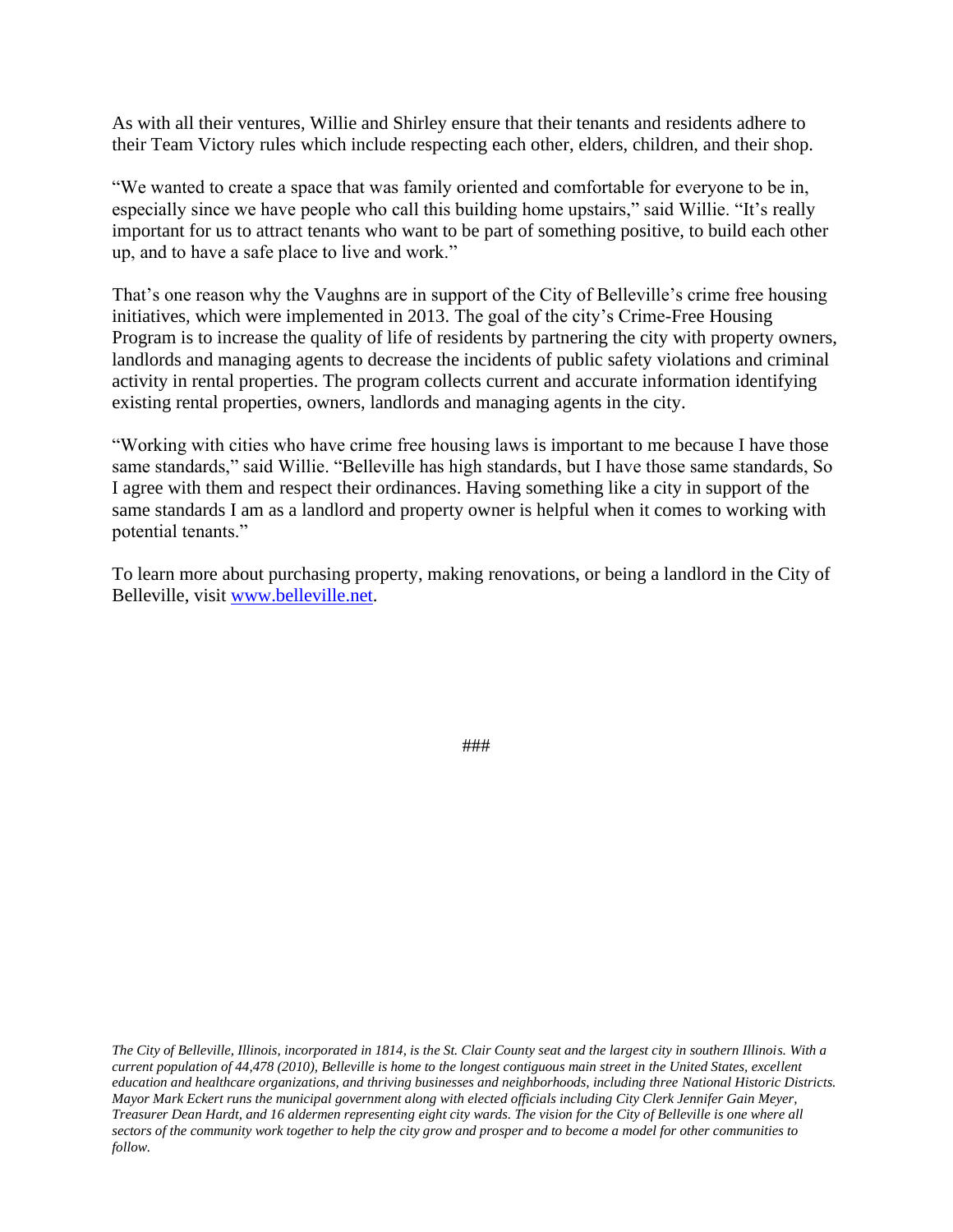As with all their ventures, Willie and Shirley ensure that their tenants and residents adhere to their Team Victory rules which include respecting each other, elders, children, and their shop.

"We wanted to create a space that was family oriented and comfortable for everyone to be in, especially since we have people who call this building home upstairs," said Willie. "It's really important for us to attract tenants who want to be part of something positive, to build each other up, and to have a safe place to live and work."

That's one reason why the Vaughns are in support of the City of Belleville's crime free housing initiatives, which were implemented in 2013. The goal of the city's Crime-Free Housing Program is to increase the quality of life of residents by partnering the city with property owners, landlords and managing agents to decrease the incidents of public safety violations and criminal activity in rental properties. The program collects current and accurate information identifying existing rental properties, owners, landlords and managing agents in the city.

"Working with cities who have crime free housing laws is important to me because I have those same standards," said Willie. "Belleville has high standards, but I have those same standards, So I agree with them and respect their ordinances. Having something like a city in support of the same standards I am as a landlord and property owner is helpful when it comes to working with potential tenants."

To learn more about purchasing property, making renovations, or being a landlord in the City of Belleville, visit [www.belleville.net](www.belleville.net).

###

*The City of Belleville, Illinois, incorporated in 1814, is the St. Clair County seat and the largest city in southern Illinois. With a current population of 44,478 (2010), Belleville is home to the longest contiguous main street in the United States, excellent education and healthcare organizations, and thriving businesses and neighborhoods, including three National Historic Districts. Mayor Mark Eckert runs the municipal government along with elected officials including City Clerk Jennifer Gain Meyer, Treasurer Dean Hardt, and 16 aldermen representing eight city wards. The vision for the City of Belleville is one where all sectors of the community work together to help the city grow and prosper and to become a model for other communities to follow.*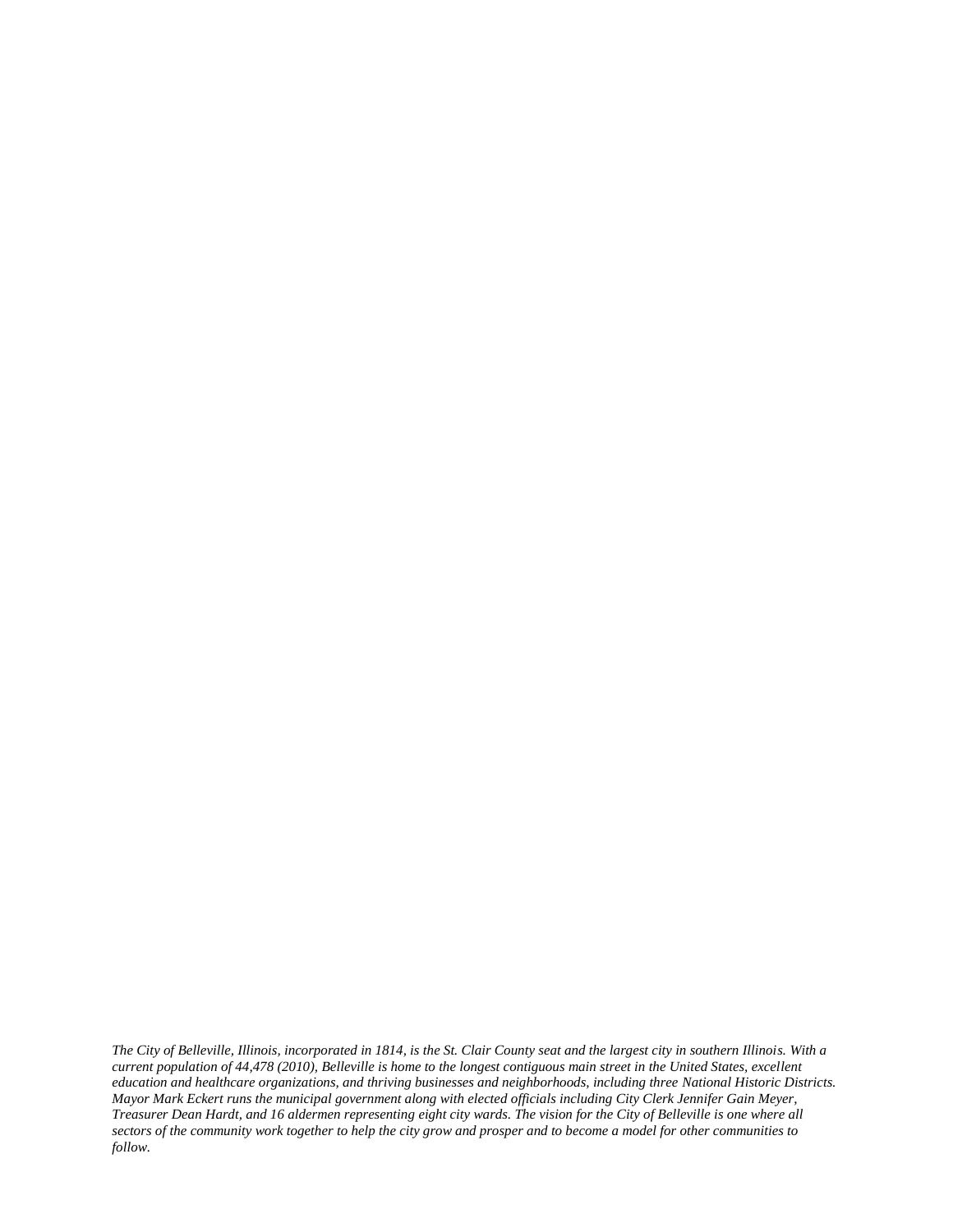*The City of Belleville, Illinois, incorporated in 1814, is the St. Clair County seat and the largest city in southern Illinois. With a current population of 44,478 (2010), Belleville is home to the longest contiguous main street in the United States, excellent education and healthcare organizations, and thriving businesses and neighborhoods, including three National Historic Districts. Mayor Mark Eckert runs the municipal government along with elected officials including City Clerk Jennifer Gain Meyer, Treasurer Dean Hardt, and 16 aldermen representing eight city wards. The vision for the City of Belleville is one where all sectors of the community work together to help the city grow and prosper and to become a model for other communities to follow.*